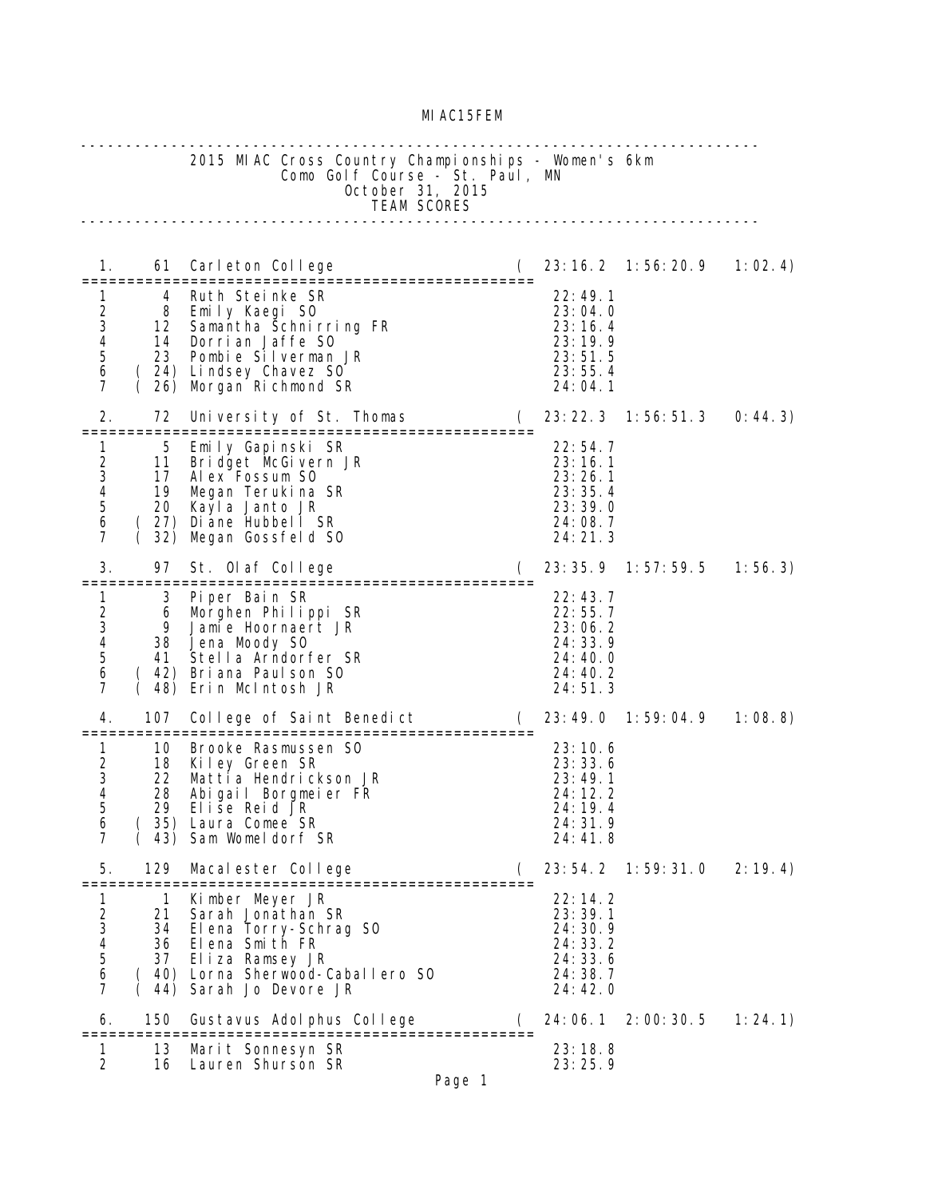MIAC15FEM

## 2015 MIAC Cross Country Championships - Women's 6km

Como Golf Course - St. Paul, MN

October 31, 2015

TEAM SCORES

| | Place | Name | Time |
|---|---|---|---|
| **1.** | **61** | **Carleton College** | **( 23:16.2  1:56:20.9  1:02.4)** |
| 1 | 4 | Ruth Steinke SR | 22:49.1 |
| 2 | 8 | Emily Kaegi SO | 23:04.0 |
| 3 | 12 | Samantha Schnirring FR | 23:16.4 |
| 4 | 14 | Dorrian Jaffe SO | 23:19.9 |
| 5 | 23 | Pombie Silverman JR | 23:51.5 |
| 6 | (24) | Lindsey Chavez SO | 23:55.4 |
| 7 | (26) | Morgan Richmond SR | 24:04.1 |
| **2.** | **72** | **University of St. Thomas** | **( 23:22.3  1:56:51.3  0:44.3)** |
| 1 | 5 | Emily Gapinski SR | 22:54.7 |
| 2 | 11 | Bridget McGivern JR | 23:16.1 |
| 3 | 17 | Alex Fossum SO | 23:26.1 |
| 4 | 19 | Megan Terukina SR | 23:35.4 |
| 5 | 20 | Kayla Janto JR | 23:39.0 |
| 6 | (27) | Diane Hubbell SR | 24:08.7 |
| 7 | (32) | Megan Gossfeld SO | 24:21.3 |
| **3.** | **97** | **St. Olaf College** | **( 23:35.9  1:57:59.5  1:56.3)** |
| 1 | 3 | Piper Bain SR | 22:43.7 |
| 2 | 6 | Morghen Philippi SR | 22:55.7 |
| 3 | 9 | Jamie Hoornaert JR | 23:06.2 |
| 4 | 38 | Jena Moody SO | 24:33.9 |
| 5 | 41 | Stella Arndorfer SR | 24:40.0 |
| 6 | (42) | Briana Paulson SO | 24:40.2 |
| 7 | (48) | Erin McIntosh JR | 24:51.3 |
| **4.** | **107** | **College of Saint Benedict** | **( 23:49.0  1:59:04.9  1:08.8)** |
| 1 | 10 | Brooke Rasmussen SO | 23:10.6 |
| 2 | 18 | Kiley Green SR | 23:33.6 |
| 3 | 22 | Mattia Hendrickson JR | 23:49.1 |
| 4 | 28 | Abigail Borgmeier FR | 24:12.2 |
| 5 | 29 | Elise Reid JR | 24:19.4 |
| 6 | (35) | Laura Comee SR | 24:31.9 |
| 7 | (43) | Sam Womeldorf SR | 24:41.8 |
| **5.** | **129** | **Macalester College** | **( 23:54.2  1:59:31.0  2:19.4)** |
| 1 | 1 | Kimber Meyer JR | 22:14.2 |
| 2 | 21 | Sarah Jonathan SR | 23:39.1 |
| 3 | 34 | Elena Torry-Schrag SO | 24:30.9 |
| 4 | 36 | Elena Smith FR | 24:33.2 |
| 5 | 37 | Eliza Ramsey JR | 24:33.6 |
| 6 | (40) | Lorna Sherwood-Caballero SO | 24:38.7 |
| 7 | (44) | Sarah Jo Devore JR | 24:42.0 |
| **6.** | **150** | **Gustavus Adolphus College** | **( 24:06.1  2:00:30.5  1:24.1)** |
| 1 | 13 | Marit Sonnesyn SR | 23:18.8 |
| 2 | 16 | Lauren Shurson SR | 23:25.9 |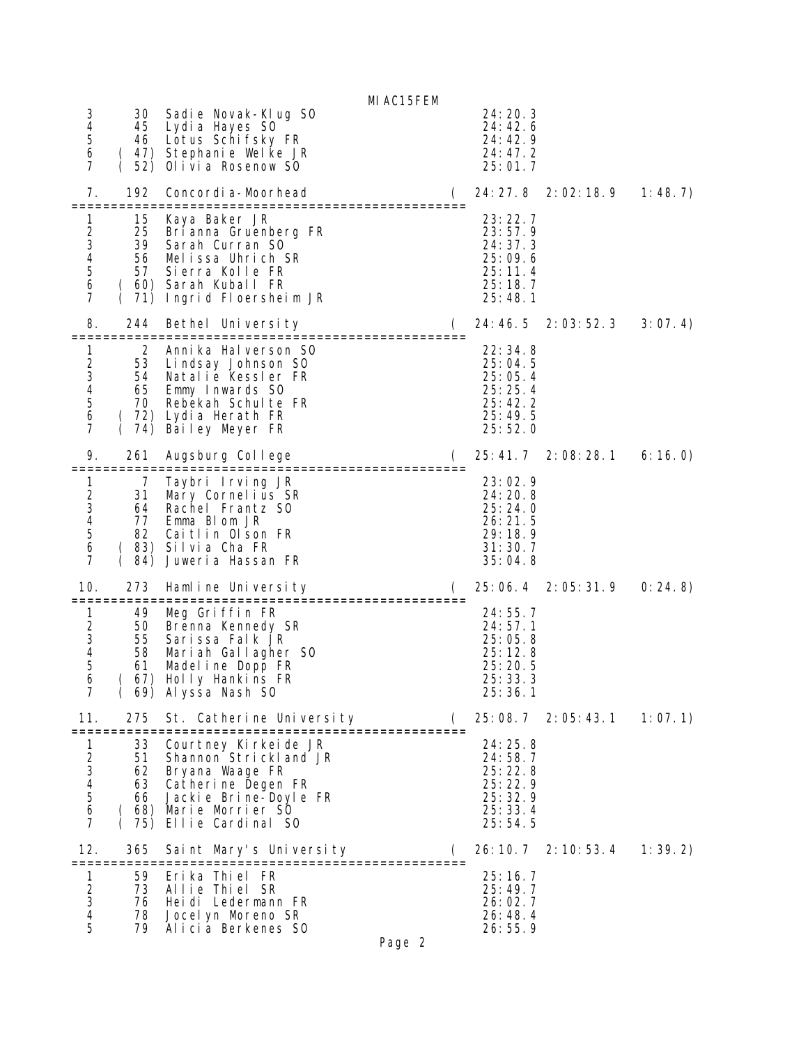```
   3      30  Sadie Novak-Klug SO                         24:20.3
   4      45  Lydia Hayes SO                              24:42.6
   5      46  Lotus Schifsky FR                           24:42.9
   6    ( 47) Stephanie Welke JR                          24:47.2
   7    ( 52) Olivia Rosenow SO                           25:01.7

  7.     192  Concordia-Moorhead                   (   24:27.8  2:02:18.9   1:48.7)
=================================================
   1      15  Kaya Baker JR                               23:22.7
   2      25  Brianna Gruenberg FR                        23:57.9
   3      39  Sarah Curran SO                             24:37.3
   4      56  Melissa Uhrich SR                           25:09.6
   5      57  Sierra Kolle FR                             25:11.4
   6    ( 60) Sarah Kuball FR                             25:18.7
   7    ( 71) Ingrid Floersheim JR                        25:48.1

  8.     244  Bethel University                    (   24:46.5  2:03:52.3   3:07.4)
=================================================
   1       2  Annika Halverson SO                         22:34.8
   2      53  Lindsay Johnson SO                          25:04.5
   3      54  Natalie Kessler FR                          25:05.4
   4      65  Emmy Inwards SO                             25:25.4
   5      70  Rebekah Schulte FR                          25:42.2
   6    ( 72) Lydia Herath FR                             25:49.5
   7    ( 74) Bailey Meyer FR                             25:52.0

  9.     261  Augsburg College                     (   25:41.7  2:08:28.1   6:16.0)
=================================================
   1       7  Taybri Irving JR                            23:02.9
   2      31  Mary Cornelius SR                           24:20.8
   3      64  Rachel Frantz SO                            25:24.0
   4      77  Emma Blom JR                                26:21.5
   5      82  Caitlin Olson FR                            29:18.9
   6    ( 83) Silvia Cha FR                               31:30.7
   7    ( 84) Juweria Hassan FR                           35:04.8

 10.     273  Hamline University                   (   25:06.4  2:05:31.9   0:24.8)
=================================================
   1      49  Meg Griffin FR                              24:55.7
   2      50  Brenna Kennedy SR                           24:57.1
   3      55  Sarissa Falk JR                             25:05.8
   4      58  Mariah Gallagher SO                         25:12.8
   5      61  Madeline Dopp FR                            25:20.5
   6    ( 67) Holly Hankins FR                            25:33.3
   7    ( 69) Alyssa Nash SO                              25:36.1

 11.     275  St. Catherine University             (   25:08.7  2:05:43.1   1:07.1)
=================================================
   1      33  Courtney Kirkeide JR                        24:25.8
   2      51  Shannon Strickland JR                       24:58.7
   3      62  Bryana Waage FR                             25:22.8
   4      63  Catherine Degen FR                          25:22.9
   5      66  Jackie Brine-Doyle FR                       25:32.9
   6    ( 68) Marie Morrier SO                            25:33.4
   7    ( 75) Ellie Cardinal SO                           25:54.5

 12.     365  Saint Mary's University              (   26:10.7  2:10:53.4   1:39.2)
=================================================
   1      59  Erika Thiel FR                              25:16.7
   2      73  Allie Thiel SR                              25:49.7
   3      76  Heidi Ledermann FR                          26:02.7
   4      78  Jocelyn Moreno SR                           26:48.4
   5      79  Alicia Berkenes SO                          26:55.9
```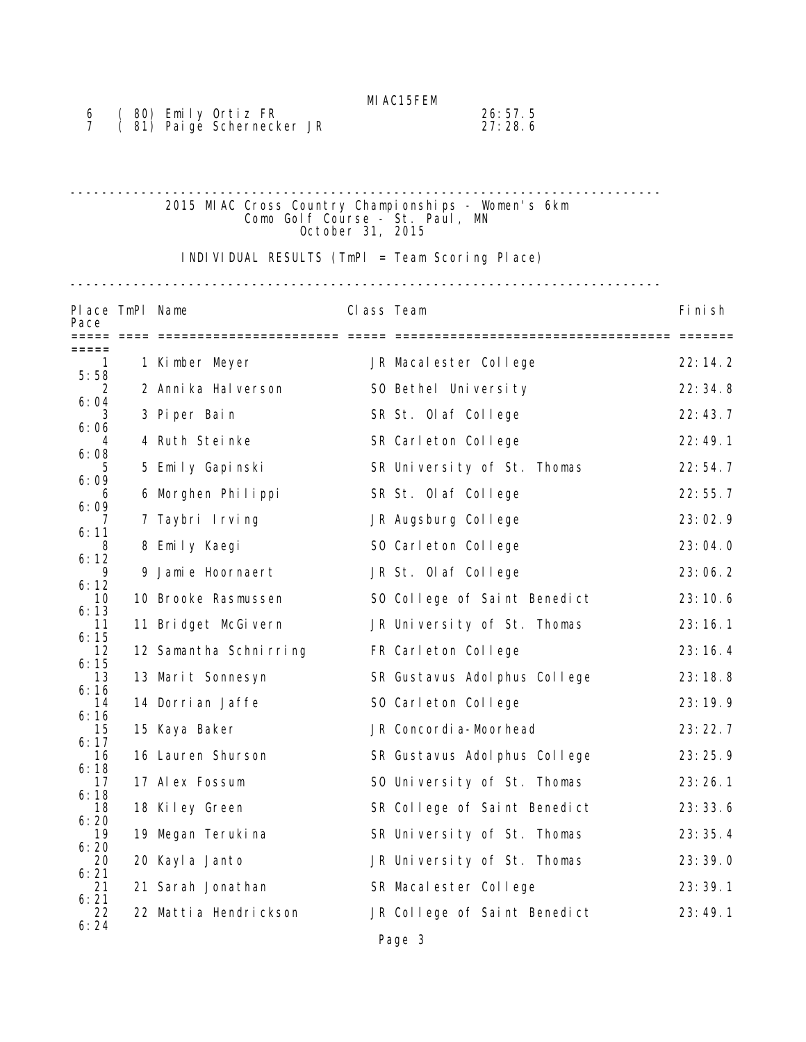| 6 | ( 80) Emily Ortiz FR | 26:57.5 |
|---|---|---|
| 7 | ( 81) Paige Schernecker JR | 27:28.6 |

---

## 2015 MIAC Cross Country Championships - Women's 6km
### Como Golf Course - St. Paul, MN
### October 31, 2015

INDIVIDUAL RESULTS (TmPl = Team Scoring Place)

---

| Place | TmPl | Name | Class | Team | Finish | Pace |
|---|---|---|---|---|---|---|
| 1 | 1 | Kimber Meyer | JR | Macalester College | 22:14.2 | 5:58 |
| 2 | 2 | Annika Halverson | SO | Bethel University | 22:34.8 | 6:04 |
| 3 | 3 | Piper Bain | SR | St. Olaf College | 22:43.7 | 6:06 |
| 4 | 4 | Ruth Steinke | SR | Carleton College | 22:49.1 | 6:08 |
| 5 | 5 | Emily Gapinski | SR | University of St. Thomas | 22:54.7 | 6:09 |
| 6 | 6 | Morghen Philippi | SR | St. Olaf College | 22:55.7 | 6:09 |
| 7 | 7 | Taybri Irving | JR | Augsburg College | 23:02.9 | 6:11 |
| 8 | 8 | Emily Kaegi | SO | Carleton College | 23:04.0 | 6:12 |
| 9 | 9 | Jamie Hoornaert | JR | St. Olaf College | 23:06.2 | 6:12 |
| 10 | 10 | Brooke Rasmussen | SO | College of Saint Benedict | 23:10.6 | 6:13 |
| 11 | 11 | Bridget McGivern | JR | University of St. Thomas | 23:16.1 | 6:15 |
| 12 | 12 | Samantha Schnirring | FR | Carleton College | 23:16.4 | 6:15 |
| 13 | 13 | Marit Sonnesyn | SR | Gustavus Adolphus College | 23:18.8 | 6:16 |
| 14 | 14 | Dorrian Jaffe | SO | Carleton College | 23:19.9 | 6:16 |
| 15 | 15 | Kaya Baker | JR | Concordia-Moorhead | 23:22.7 | 6:17 |
| 16 | 16 | Lauren Shurson | SR | Gustavus Adolphus College | 23:25.9 | 6:18 |
| 17 | 17 | Alex Fossum | SO | University of St. Thomas | 23:26.1 | 6:18 |
| 18 | 18 | Kiley Green | SR | College of Saint Benedict | 23:33.6 | 6:20 |
| 19 | 19 | Megan Terukina | SR | University of St. Thomas | 23:35.4 | 6:20 |
| 20 | 20 | Kayla Janto | JR | University of St. Thomas | 23:39.0 | 6:21 |
| 21 | 21 | Sarah Jonathan | SR | Macalester College | 23:39.1 | 6:21 |
| 22 | 22 | Mattia Hendrickson | JR | College of Saint Benedict | 23:49.1 | 6:24 |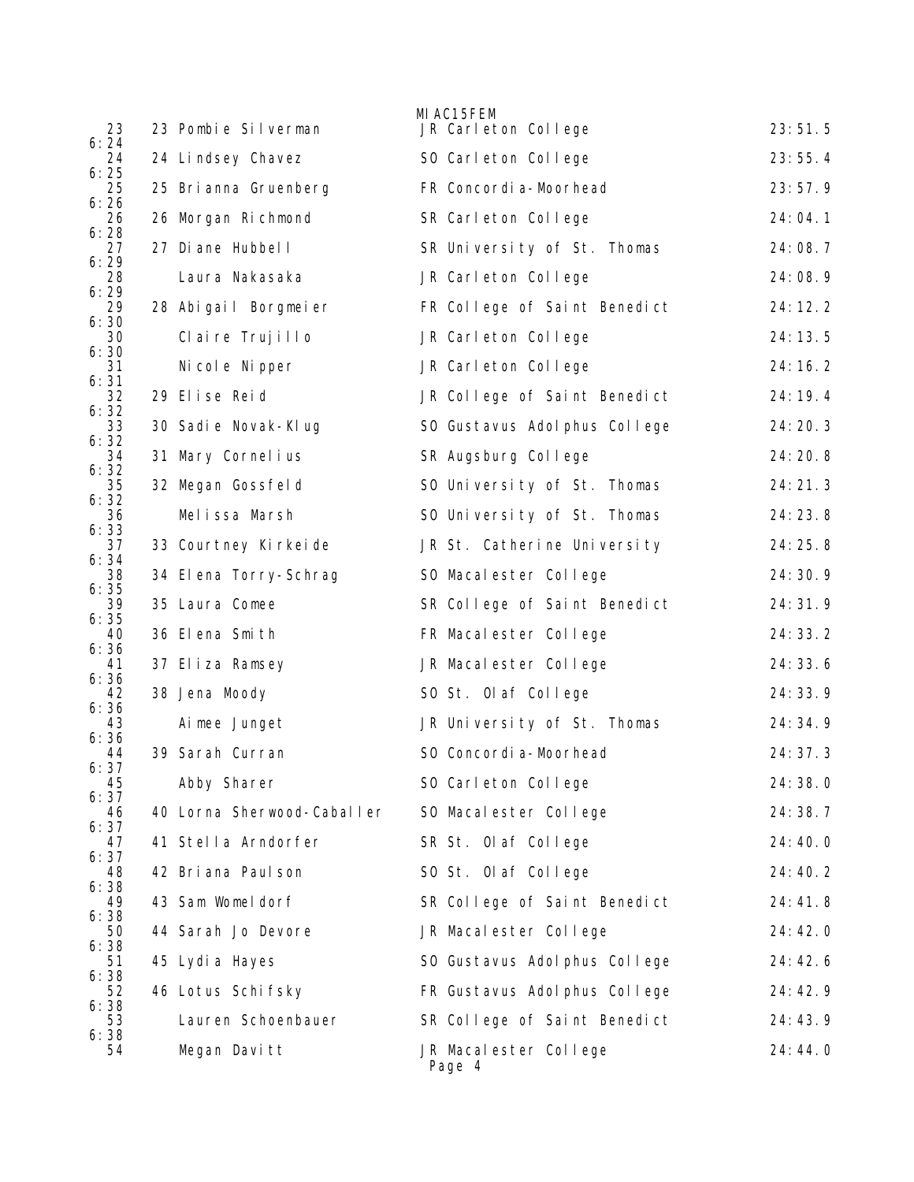| | | | | | | |
|---|---|---|---|---|---|---|
| 23 | 23 | Pombie Silverman | JR | Carleton College | 23:51.5 | 6:24 |
| 24 | 24 | Lindsey Chavez | SO | Carleton College | 23:55.4 | 6:25 |
| 25 | 25 | Brianna Gruenberg | FR | Concordia-Moorhead | 23:57.9 | 6:26 |
| 26 | 26 | Morgan Richmond | SR | Carleton College | 24:04.1 | 6:28 |
| 27 | 27 | Diane Hubbell | SR | University of St. Thomas | 24:08.7 | 6:29 |
| 28 | | Laura Nakasaka | JR | Carleton College | 24:08.9 | 6:29 |
| 29 | 28 | Abigail Borgmeier | FR | College of Saint Benedict | 24:12.2 | 6:30 |
| 30 | | Claire Trujillo | JR | Carleton College | 24:13.5 | 6:30 |
| 31 | | Nicole Nipper | JR | Carleton College | 24:16.2 | 6:31 |
| 32 | 29 | Elise Reid | JR | College of Saint Benedict | 24:19.4 | 6:32 |
| 33 | 30 | Sadie Novak-Klug | SO | Gustavus Adolphus College | 24:20.3 | 6:32 |
| 34 | 31 | Mary Cornelius | SR | Augsburg College | 24:20.8 | 6:32 |
| 35 | 32 | Megan Gossfeld | SO | University of St. Thomas | 24:21.3 | 6:32 |
| 36 | | Melissa Marsh | SO | University of St. Thomas | 24:23.8 | 6:33 |
| 37 | 33 | Courtney Kirkeide | JR | St. Catherine University | 24:25.8 | 6:34 |
| 38 | 34 | Elena Torry-Schrag | SO | Macalester College | 24:30.9 | 6:35 |
| 39 | 35 | Laura Comee | SR | College of Saint Benedict | 24:31.9 | 6:35 |
| 40 | 36 | Elena Smith | FR | Macalester College | 24:33.2 | 6:36 |
| 41 | 37 | Eliza Ramsey | JR | Macalester College | 24:33.6 | 6:36 |
| 42 | 38 | Jena Moody | SO | St. Olaf College | 24:33.9 | 6:36 |
| 43 | | Aimee Junget | JR | University of St. Thomas | 24:34.9 | 6:36 |
| 44 | 39 | Sarah Curran | SO | Concordia-Moorhead | 24:37.3 | 6:37 |
| 45 | | Abby Sharer | SO | Carleton College | 24:38.0 | 6:37 |
| 46 | 40 | Lorna Sherwood-Caballer | SO | Macalester College | 24:38.7 | 6:37 |
| 47 | 41 | Stella Arndorfer | SR | St. Olaf College | 24:40.0 | 6:37 |
| 48 | 42 | Briana Paulson | SO | St. Olaf College | 24:40.2 | 6:38 |
| 49 | 43 | Sam Womeldorf | SR | College of Saint Benedict | 24:41.8 | 6:38 |
| 50 | 44 | Sarah Jo Devore | JR | Macalester College | 24:42.0 | 6:38 |
| 51 | 45 | Lydia Hayes | SO | Gustavus Adolphus College | 24:42.6 | 6:38 |
| 52 | 46 | Lotus Schifsky | FR | Gustavus Adolphus College | 24:42.9 | 6:38 |
| 53 | | Lauren Schoenbauer | SR | College of Saint Benedict | 24:43.9 | 6:38 |
| 54 | | Megan Davitt | JR | Macalester College | 24:44.0 | |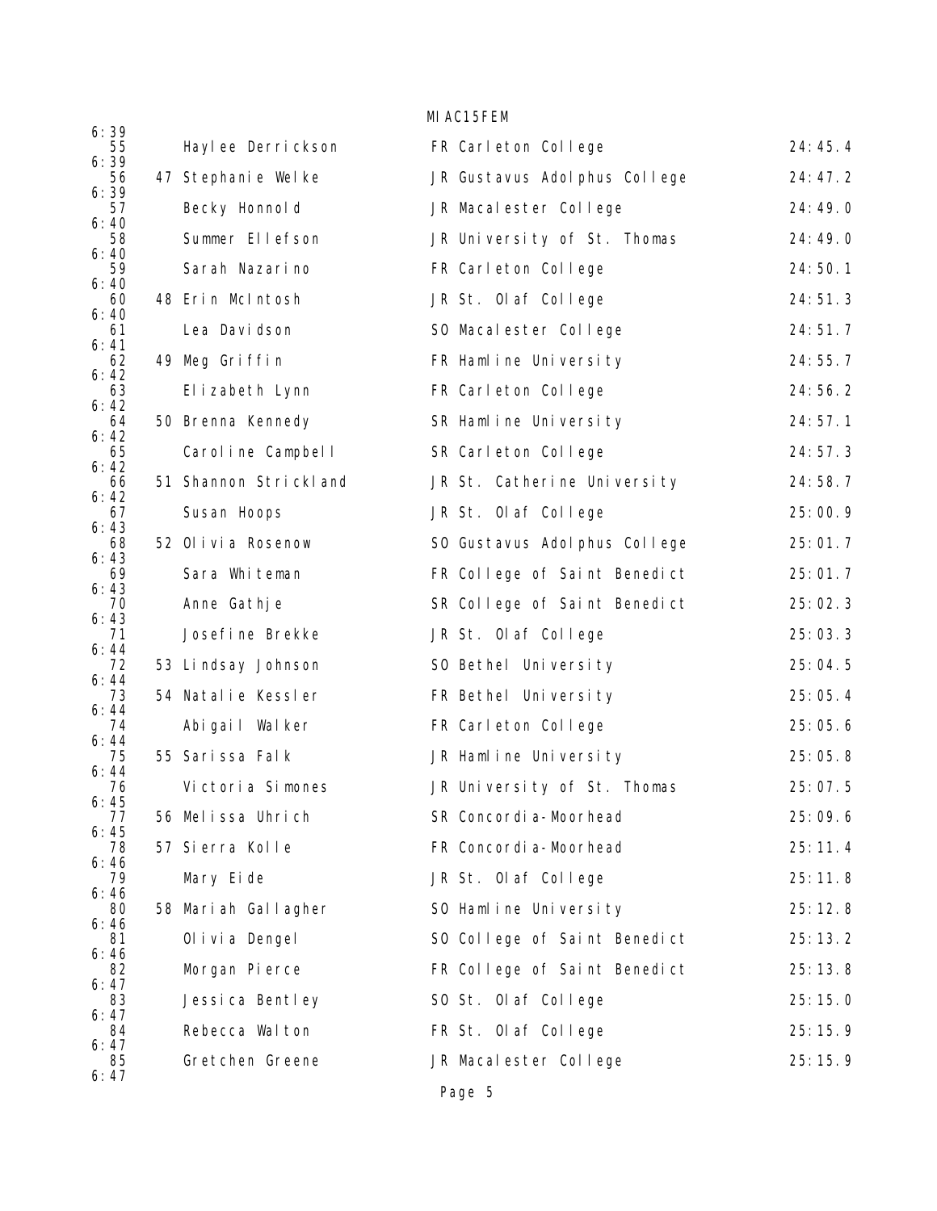| Place | Team Place | Name | Year | School | Time | Pace |
|---|---|---|---|---|---|---|
| | | | | | | 6:39 |
| 55 | | Haylee Derrickson | FR | Carleton College | 24:45.4 | 6:39 |
| 56 | 47 | Stephanie Welke | JR | Gustavus Adolphus College | 24:47.2 | 6:39 |
| 57 | | Becky Honnold | JR | Macalester College | 24:49.0 | 6:40 |
| 58 | | Summer Ellefson | JR | University of St. Thomas | 24:49.0 | 6:40 |
| 59 | | Sarah Nazarino | FR | Carleton College | 24:50.1 | 6:40 |
| 60 | 48 | Erin McIntosh | JR | St. Olaf College | 24:51.3 | 6:40 |
| 61 | | Lea Davidson | SO | Macalester College | 24:51.7 | 6:41 |
| 62 | 49 | Meg Griffin | FR | Hamline University | 24:55.7 | 6:42 |
| 63 | | Elizabeth Lynn | FR | Carleton College | 24:56.2 | 6:42 |
| 64 | 50 | Brenna Kennedy | SR | Hamline University | 24:57.1 | 6:42 |
| 65 | | Caroline Campbell | SR | Carleton College | 24:57.3 | 6:42 |
| 66 | 51 | Shannon Strickland | JR | St. Catherine University | 24:58.7 | 6:42 |
| 67 | | Susan Hoops | JR | St. Olaf College | 25:00.9 | 6:43 |
| 68 | 52 | Olivia Rosenow | SO | Gustavus Adolphus College | 25:01.7 | 6:43 |
| 69 | | Sara Whiteman | FR | College of Saint Benedict | 25:01.7 | 6:43 |
| 70 | | Anne Gathje | SR | College of Saint Benedict | 25:02.3 | 6:43 |
| 71 | | Josefine Brekke | JR | St. Olaf College | 25:03.3 | 6:44 |
| 72 | 53 | Lindsay Johnson | SO | Bethel University | 25:04.5 | 6:44 |
| 73 | 54 | Natalie Kessler | FR | Bethel University | 25:05.4 | 6:44 |
| 74 | | Abigail Walker | FR | Carleton College | 25:05.6 | 6:44 |
| 75 | 55 | Sarissa Falk | JR | Hamline University | 25:05.8 | 6:44 |
| 76 | | Victoria Simones | JR | University of St. Thomas | 25:07.5 | 6:45 |
| 77 | 56 | Melissa Uhrich | SR | Concordia-Moorhead | 25:09.6 | 6:45 |
| 78 | 57 | Sierra Kolle | FR | Concordia-Moorhead | 25:11.4 | 6:46 |
| 79 | | Mary Eide | JR | St. Olaf College | 25:11.8 | 6:46 |
| 80 | 58 | Mariah Gallagher | SO | Hamline University | 25:12.8 | 6:46 |
| 81 | | Olivia Dengel | SO | College of Saint Benedict | 25:13.2 | 6:46 |
| 82 | | Morgan Pierce | FR | College of Saint Benedict | 25:13.8 | 6:47 |
| 83 | | Jessica Bentley | SO | St. Olaf College | 25:15.0 | 6:47 |
| 84 | | Rebecca Walton | FR | St. Olaf College | 25:15.9 | 6:47 |
| 85 | | Gretchen Greene | JR | Macalester College | 25:15.9 | 6:47 |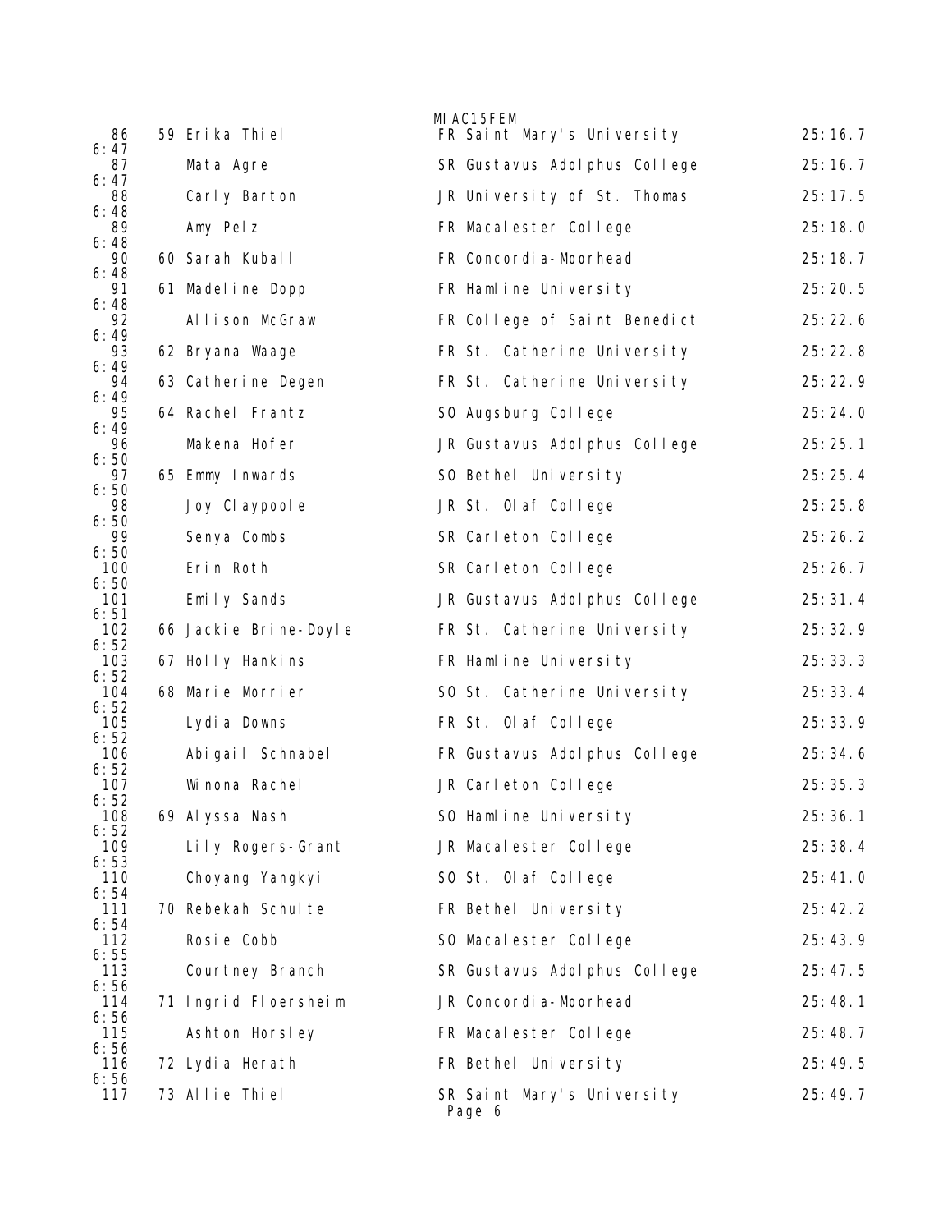MIAC15FEM

| Place | Team Place | Name | Year | School | Time | Pace |
|---|---|---|---|---|---|---|
| 86 | 59 | Erika Thiel | FR | Saint Mary's University | 25:16.7 | 6:47 |
| 87 | | Mata Agre | SR | Gustavus Adolphus College | 25:16.7 | 6:47 |
| 88 | | Carly Barton | JR | University of St. Thomas | 25:17.5 | 6:48 |
| 89 | | Amy Pelz | FR | Macalester College | 25:18.0 | 6:48 |
| 90 | 60 | Sarah Kuball | FR | Concordia-Moorhead | 25:18.7 | 6:48 |
| 91 | 61 | Madeline Dopp | FR | Hamline University | 25:20.5 | 6:48 |
| 92 | | Allison McGraw | FR | College of Saint Benedict | 25:22.6 | 6:49 |
| 93 | 62 | Bryana Waage | FR | St. Catherine University | 25:22.8 | 6:49 |
| 94 | 63 | Catherine Degen | FR | St. Catherine University | 25:22.9 | 6:49 |
| 95 | 64 | Rachel Frantz | SO | Augsburg College | 25:24.0 | 6:49 |
| 96 | | Makena Hofer | JR | Gustavus Adolphus College | 25:25.1 | 6:50 |
| 97 | 65 | Emmy Inwards | SO | Bethel University | 25:25.4 | 6:50 |
| 98 | | Joy Claypoole | JR | St. Olaf College | 25:25.8 | 6:50 |
| 99 | | Senya Combs | SR | Carleton College | 25:26.2 | 6:50 |
| 100 | | Erin Roth | SR | Carleton College | 25:26.7 | 6:50 |
| 101 | | Emily Sands | JR | Gustavus Adolphus College | 25:31.4 | 6:51 |
| 102 | 66 | Jackie Brine-Doyle | FR | St. Catherine University | 25:32.9 | 6:52 |
| 103 | 67 | Holly Hankins | FR | Hamline University | 25:33.3 | 6:52 |
| 104 | 68 | Marie Morrier | SO | St. Catherine University | 25:33.4 | 6:52 |
| 105 | | Lydia Downs | FR | St. Olaf College | 25:33.9 | 6:52 |
| 106 | | Abigail Schnabel | FR | Gustavus Adolphus College | 25:34.6 | 6:52 |
| 107 | | Winona Rachel | JR | Carleton College | 25:35.3 | 6:52 |
| 108 | 69 | Alyssa Nash | SO | Hamline University | 25:36.1 | 6:52 |
| 109 | | Lily Rogers-Grant | JR | Macalester College | 25:38.4 | 6:53 |
| 110 | | Choyang Yangkyi | SO | St. Olaf College | 25:41.0 | 6:54 |
| 111 | 70 | Rebekah Schulte | FR | Bethel University | 25:42.2 | 6:54 |
| 112 | | Rosie Cobb | SO | Macalester College | 25:43.9 | 6:55 |
| 113 | | Courtney Branch | SR | Gustavus Adolphus College | 25:47.5 | 6:56 |
| 114 | 71 | Ingrid Floersheim | JR | Concordia-Moorhead | 25:48.1 | 6:56 |
| 115 | | Ashton Horsley | FR | Macalester College | 25:48.7 | 6:56 |
| 116 | 72 | Lydia Herath | FR | Bethel University | 25:49.5 | 6:56 |
| 117 | 73 | Allie Thiel | SR | Saint Mary's University | 25:49.7 | |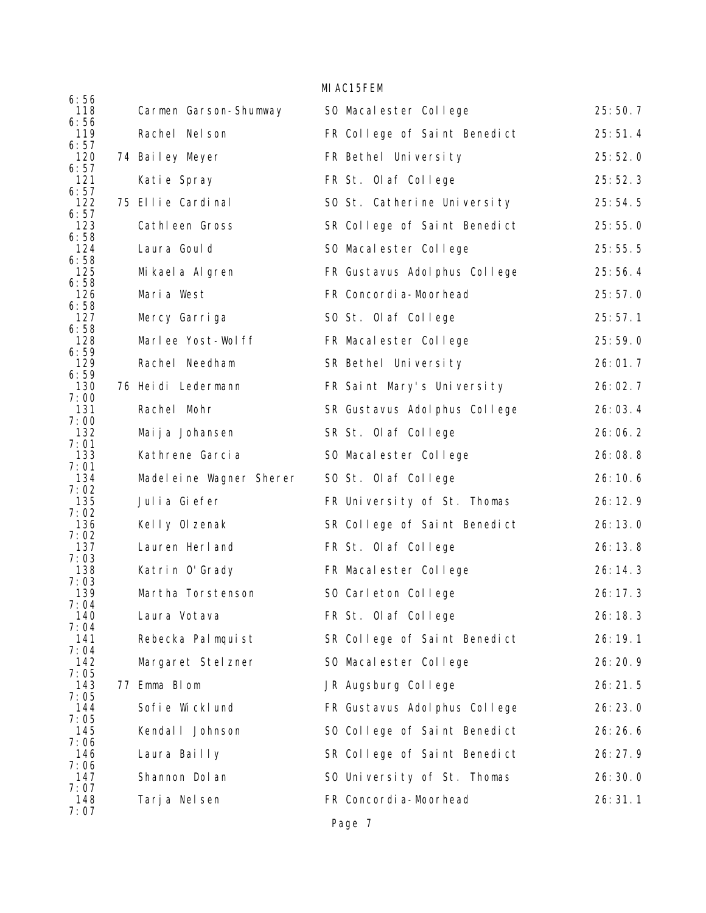6:56

| Place | Team Place | Name | Year | School | Time | Pace |
|---|---|---|---|---|---|---|
| 118 | | Carmen Garson-Shumway | SO | Macalester College | 25:50.7 | 6:56 |
| 119 | | Rachel Nelson | FR | College of Saint Benedict | 25:51.4 | 6:57 |
| 120 | 74 | Bailey Meyer | FR | Bethel University | 25:52.0 | 6:57 |
| 121 | | Katie Spray | FR | St. Olaf College | 25:52.3 | 6:57 |
| 122 | 75 | Ellie Cardinal | SO | St. Catherine University | 25:54.5 | 6:57 |
| 123 | | Cathleen Gross | SR | College of Saint Benedict | 25:55.0 | 6:58 |
| 124 | | Laura Gould | SO | Macalester College | 25:55.5 | 6:58 |
| 125 | | Mikaela Algren | FR | Gustavus Adolphus College | 25:56.4 | 6:58 |
| 126 | | Maria West | FR | Concordia-Moorhead | 25:57.0 | 6:58 |
| 127 | | Mercy Garriga | SO | St. Olaf College | 25:57.1 | 6:58 |
| 128 | | Marlee Yost-Wolff | FR | Macalester College | 25:59.0 | 6:59 |
| 129 | | Rachel Needham | SR | Bethel University | 26:01.7 | 6:59 |
| 130 | 76 | Heidi Ledermann | FR | Saint Mary's University | 26:02.7 | 7:00 |
| 131 | | Rachel Mohr | SR | Gustavus Adolphus College | 26:03.4 | 7:00 |
| 132 | | Maija Johansen | SR | St. Olaf College | 26:06.2 | 7:01 |
| 133 | | Kathrene Garcia | SO | Macalester College | 26:08.8 | 7:01 |
| 134 | | Madeleine Wagner Sherer | SO | St. Olaf College | 26:10.6 | 7:02 |
| 135 | | Julia Giefer | FR | University of St. Thomas | 26:12.9 | 7:02 |
| 136 | | Kelly Olzenak | SR | College of Saint Benedict | 26:13.0 | 7:02 |
| 137 | | Lauren Herland | FR | St. Olaf College | 26:13.8 | 7:03 |
| 138 | | Katrin O'Grady | FR | Macalester College | 26:14.3 | 7:03 |
| 139 | | Martha Torstenson | SO | Carleton College | 26:17.3 | 7:04 |
| 140 | | Laura Votava | FR | St. Olaf College | 26:18.3 | 7:04 |
| 141 | | Rebecka Palmquist | SR | College of Saint Benedict | 26:19.1 | 7:04 |
| 142 | | Margaret Stelzner | SO | Macalester College | 26:20.9 | 7:05 |
| 143 | 77 | Emma Blom | JR | Augsburg College | 26:21.5 | 7:05 |
| 144 | | Sofie Wicklund | FR | Gustavus Adolphus College | 26:23.0 | 7:05 |
| 145 | | Kendall Johnson | SO | College of Saint Benedict | 26:26.6 | 7:06 |
| 146 | | Laura Bailly | SR | College of Saint Benedict | 26:27.9 | 7:06 |
| 147 | | Shannon Dolan | SO | University of St. Thomas | 26:30.0 | 7:07 |
| 148 | | Tarja Nelsen | FR | Concordia-Moorhead | 26:31.1 | 7:07 |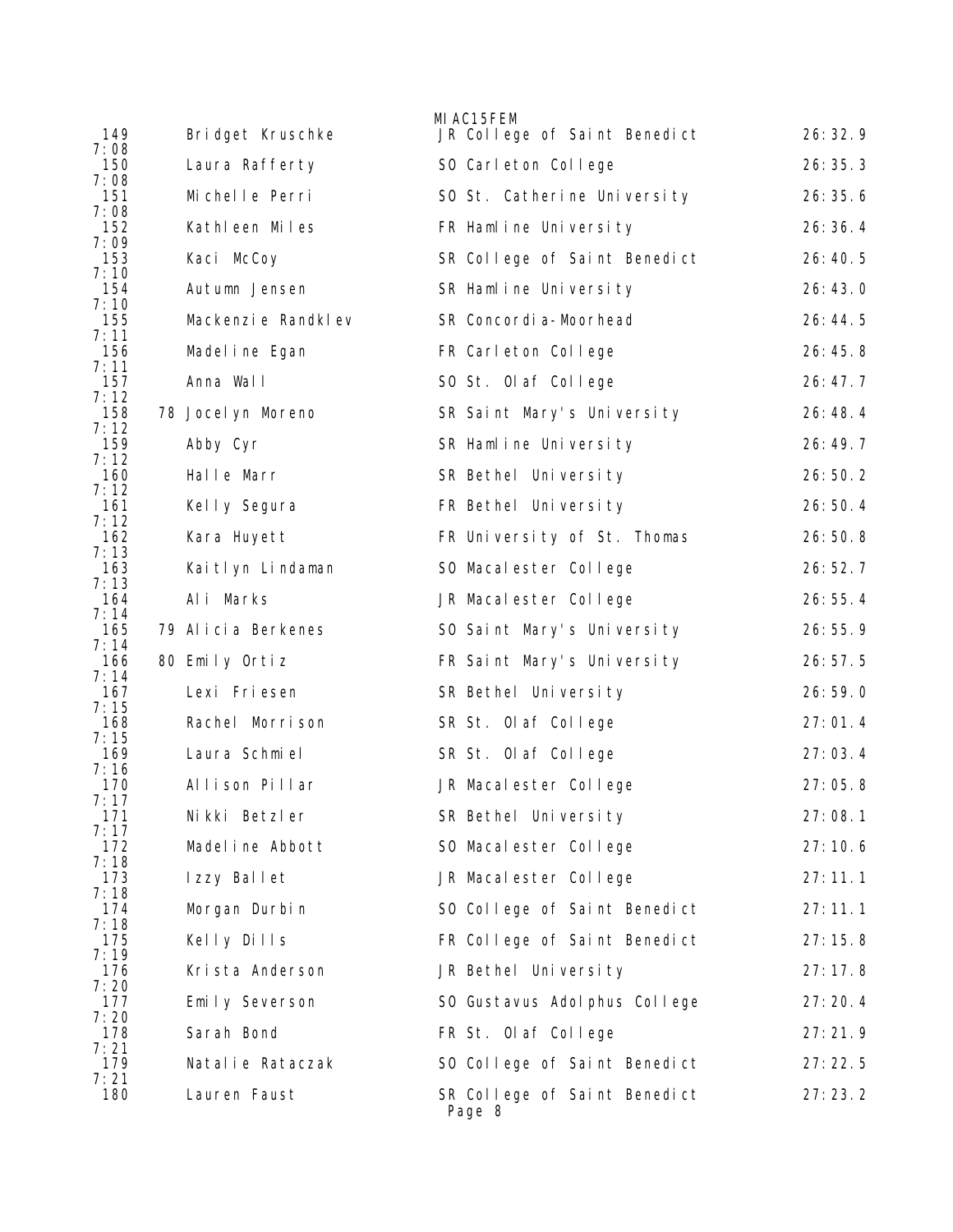MIAC15FEM

| Place | Team Place | Name | Yr | School | Time | Pace |
|---|---|---|---|---|---|---|
| 149 | | Bridget Kruschke | JR | College of Saint Benedict | 26:32.9 | 7:08 |
| 150 | | Laura Rafferty | SO | Carleton College | 26:35.3 | 7:08 |
| 151 | | Michelle Perri | SO | St. Catherine University | 26:35.6 | 7:08 |
| 152 | | Kathleen Miles | FR | Hamline University | 26:36.4 | 7:09 |
| 153 | | Kaci McCoy | SR | College of Saint Benedict | 26:40.5 | 7:10 |
| 154 | | Autumn Jensen | SR | Hamline University | 26:43.0 | 7:10 |
| 155 | | Mackenzie Randklev | SR | Concordia-Moorhead | 26:44.5 | 7:11 |
| 156 | | Madeline Egan | FR | Carleton College | 26:45.8 | 7:11 |
| 157 | | Anna Wall | SO | St. Olaf College | 26:47.7 | 7:12 |
| 158 | 78 | Jocelyn Moreno | SR | Saint Mary's University | 26:48.4 | 7:12 |
| 159 | | Abby Cyr | SR | Hamline University | 26:49.7 | 7:12 |
| 160 | | Halle Marr | SR | Bethel University | 26:50.2 | 7:12 |
| 161 | | Kelly Segura | FR | Bethel University | 26:50.4 | 7:12 |
| 162 | | Kara Huyett | FR | University of St. Thomas | 26:50.8 | 7:13 |
| 163 | | Kaitlyn Lindaman | SO | Macalester College | 26:52.7 | 7:13 |
| 164 | | Ali Marks | JR | Macalester College | 26:55.4 | 7:14 |
| 165 | 79 | Alicia Berkenes | SO | Saint Mary's University | 26:55.9 | 7:14 |
| 166 | 80 | Emily Ortiz | FR | Saint Mary's University | 26:57.5 | 7:14 |
| 167 | | Lexi Friesen | SR | Bethel University | 26:59.0 | 7:15 |
| 168 | | Rachel Morrison | SR | St. Olaf College | 27:01.4 | 7:15 |
| 169 | | Laura Schmiel | SR | St. Olaf College | 27:03.4 | 7:16 |
| 170 | | Allison Pillar | JR | Macalester College | 27:05.8 | 7:17 |
| 171 | | Nikki Betzler | SR | Bethel University | 27:08.1 | 7:17 |
| 172 | | Madeline Abbott | SO | Macalester College | 27:10.6 | 7:18 |
| 173 | | Izzy Ballet | JR | Macalester College | 27:11.1 | 7:18 |
| 174 | | Morgan Durbin | SO | College of Saint Benedict | 27:11.1 | 7:18 |
| 175 | | Kelly Dills | FR | College of Saint Benedict | 27:15.8 | 7:19 |
| 176 | | Krista Anderson | JR | Bethel University | 27:17.8 | 7:20 |
| 177 | | Emily Severson | SO | Gustavus Adolphus College | 27:20.4 | 7:20 |
| 178 | | Sarah Bond | FR | St. Olaf College | 27:21.9 | 7:21 |
| 179 | | Natalie Rataczak | SO | College of Saint Benedict | 27:22.5 | 7:21 |
| 180 | | Lauren Faust | SR | College of Saint Benedict | 27:23.2 | |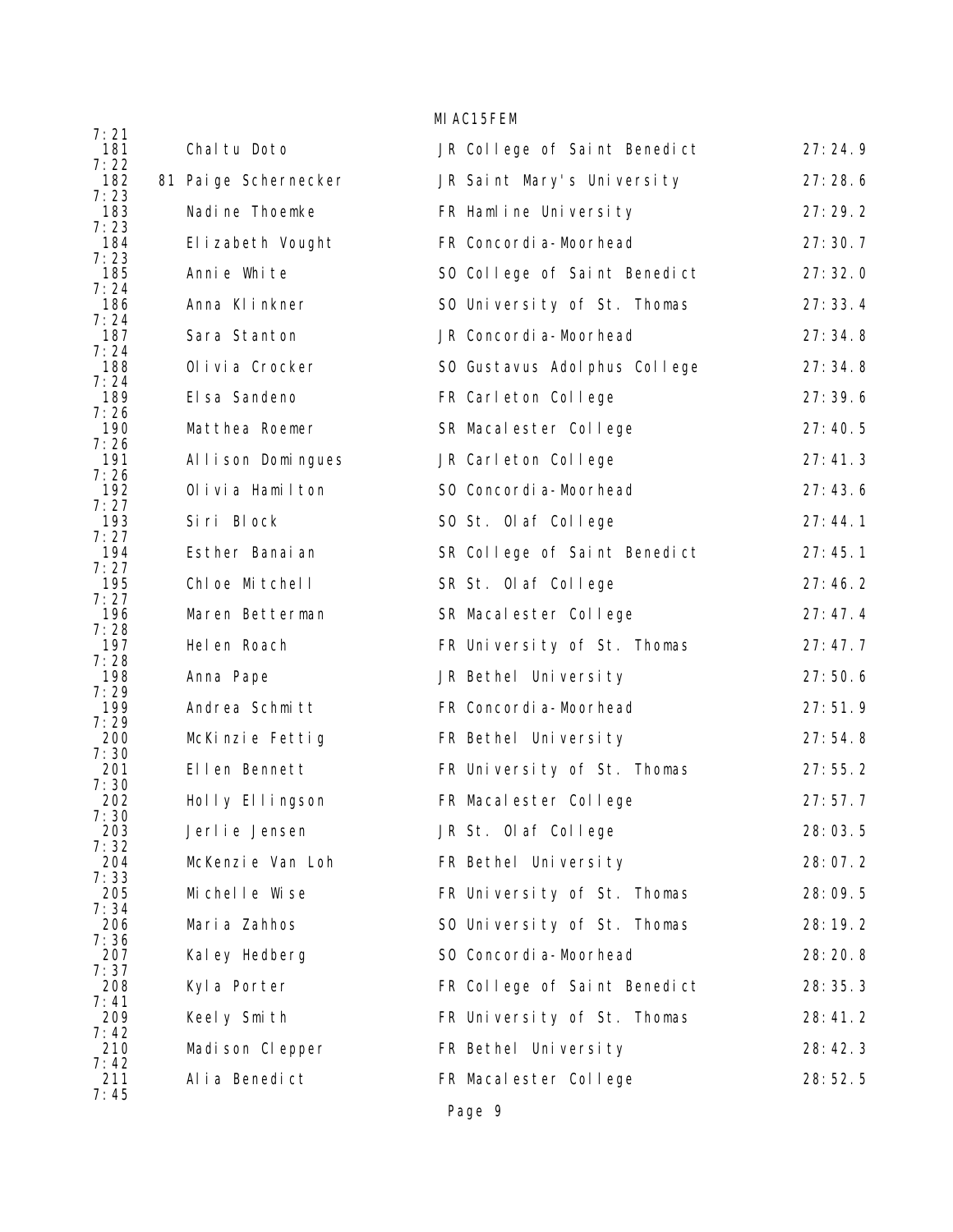7:21

| Place | Team Place | Name | Year | School | Time | Pace |
|---|---|---|---|---|---|---|
| 181 | | Chaltu Doto | JR | College of Saint Benedict | 27:24.9 | 7:22 |
| 182 | 81 | Paige Schernecker | JR | Saint Mary's University | 27:28.6 | 7:23 |
| 183 | | Nadine Thoemke | FR | Hamline University | 27:29.2 | 7:23 |
| 184 | | Elizabeth Vought | FR | Concordia-Moorhead | 27:30.7 | 7:23 |
| 185 | | Annie White | SO | College of Saint Benedict | 27:32.0 | 7:24 |
| 186 | | Anna Klinkner | SO | University of St. Thomas | 27:33.4 | 7:24 |
| 187 | | Sara Stanton | JR | Concordia-Moorhead | 27:34.8 | 7:24 |
| 188 | | Olivia Crocker | SO | Gustavus Adolphus College | 27:34.8 | 7:24 |
| 189 | | Elsa Sandeno | FR | Carleton College | 27:39.6 | 7:26 |
| 190 | | Matthea Roemer | SR | Macalester College | 27:40.5 | 7:26 |
| 191 | | Allison Domingues | JR | Carleton College | 27:41.3 | 7:26 |
| 192 | | Olivia Hamilton | SO | Concordia-Moorhead | 27:43.6 | 7:27 |
| 193 | | Siri Block | SO | St. Olaf College | 27:44.1 | 7:27 |
| 194 | | Esther Banaian | SR | College of Saint Benedict | 27:45.1 | 7:27 |
| 195 | | Chloe Mitchell | SR | St. Olaf College | 27:46.2 | 7:27 |
| 196 | | Maren Betterman | SR | Macalester College | 27:47.4 | 7:28 |
| 197 | | Helen Roach | FR | University of St. Thomas | 27:47.7 | 7:28 |
| 198 | | Anna Pape | JR | Bethel University | 27:50.6 | 7:29 |
| 199 | | Andrea Schmitt | FR | Concordia-Moorhead | 27:51.9 | 7:29 |
| 200 | | McKinzie Fettig | FR | Bethel University | 27:54.8 | 7:30 |
| 201 | | Ellen Bennett | FR | University of St. Thomas | 27:55.2 | 7:30 |
| 202 | | Holly Ellingson | FR | Macalester College | 27:57.7 | 7:30 |
| 203 | | Jerlie Jensen | JR | St. Olaf College | 28:03.5 | 7:32 |
| 204 | | McKenzie Van Loh | FR | Bethel University | 28:07.2 | 7:33 |
| 205 | | Michelle Wise | FR | University of St. Thomas | 28:09.5 | 7:34 |
| 206 | | Maria Zahhos | SO | University of St. Thomas | 28:19.2 | 7:36 |
| 207 | | Kaley Hedberg | SO | Concordia-Moorhead | 28:20.8 | 7:37 |
| 208 | | Kyla Porter | FR | College of Saint Benedict | 28:35.3 | 7:41 |
| 209 | | Keely Smith | FR | University of St. Thomas | 28:41.2 | 7:42 |
| 210 | | Madison Clepper | FR | Bethel University | 28:42.3 | 7:42 |
| 211 | | Alia Benedict | FR | Macalester College | 28:52.5 | 7:45 |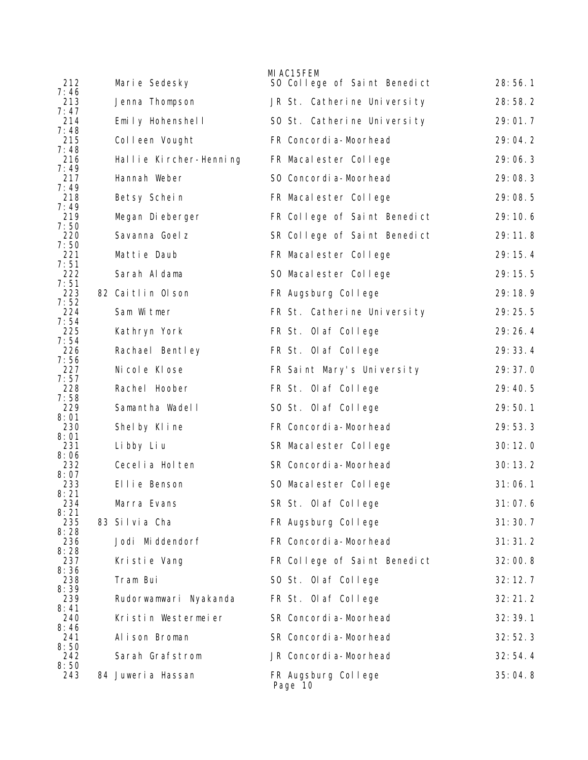MIAC15FEM

| Place | Team Place | Name | Yr | School | Time | Pace |
|---|---|---|---|---|---|---|
| 212 | | Marie Sedesky | SO | College of Saint Benedict | 28:56.1 | 7:46 |
| 213 | | Jenna Thompson | JR | St. Catherine University | 28:58.2 | 7:47 |
| 214 | | Emily Hohenshell | SO | St. Catherine University | 29:01.7 | 7:48 |
| 215 | | Colleen Vought | FR | Concordia-Moorhead | 29:04.2 | 7:48 |
| 216 | | Hallie Kircher-Henning | FR | Macalester College | 29:06.3 | 7:49 |
| 217 | | Hannah Weber | SO | Concordia-Moorhead | 29:08.3 | 7:49 |
| 218 | | Betsy Schein | FR | Macalester College | 29:08.5 | 7:49 |
| 219 | | Megan Dieberger | FR | College of Saint Benedict | 29:10.6 | 7:50 |
| 220 | | Savanna Goelz | SR | College of Saint Benedict | 29:11.8 | 7:50 |
| 221 | | Mattie Daub | FR | Macalester College | 29:15.4 | 7:51 |
| 222 | | Sarah Aldama | SO | Macalester College | 29:15.5 | 7:51 |
| 223 | 82 | Caitlin Olson | FR | Augsburg College | 29:18.9 | 7:52 |
| 224 | | Sam Witmer | FR | St. Catherine University | 29:25.5 | 7:54 |
| 225 | | Kathryn York | FR | St. Olaf College | 29:26.4 | 7:54 |
| 226 | | Rachael Bentley | FR | St. Olaf College | 29:33.4 | 7:56 |
| 227 | | Nicole Klose | FR | Saint Mary's University | 29:37.0 | 7:57 |
| 228 | | Rachel Hoober | FR | St. Olaf College | 29:40.5 | 7:58 |
| 229 | | Samantha Wadell | SO | St. Olaf College | 29:50.1 | 8:01 |
| 230 | | Shelby Kline | FR | Concordia-Moorhead | 29:53.3 | 8:01 |
| 231 | | Libby Liu | SR | Macalester College | 30:12.0 | 8:06 |
| 232 | | Cecelia Holten | SR | Concordia-Moorhead | 30:13.2 | 8:07 |
| 233 | | Ellie Benson | SO | Macalester College | 31:06.1 | 8:21 |
| 234 | | Marra Evans | SR | St. Olaf College | 31:07.6 | 8:21 |
| 235 | 83 | Silvia Cha | FR | Augsburg College | 31:30.7 | 8:28 |
| 236 | | Jodi Middendorf | FR | Concordia-Moorhead | 31:31.2 | 8:28 |
| 237 | | Kristie Vang | FR | College of Saint Benedict | 32:00.8 | 8:36 |
| 238 | | Tram Bui | SO | St. Olaf College | 32:12.7 | 8:39 |
| 239 | | Rudorwamwari Nyakanda | FR | St. Olaf College | 32:21.2 | 8:41 |
| 240 | | Kristin Westermeier | SR | Concordia-Moorhead | 32:39.1 | 8:46 |
| 241 | | Alison Broman | SR | Concordia-Moorhead | 32:52.3 | 8:50 |
| 242 | | Sarah Grafstrom | JR | Concordia-Moorhead | 32:54.4 | 8:50 |
| 243 | 84 | Juweria Hassan | FR | Augsburg College | 35:04.8 | |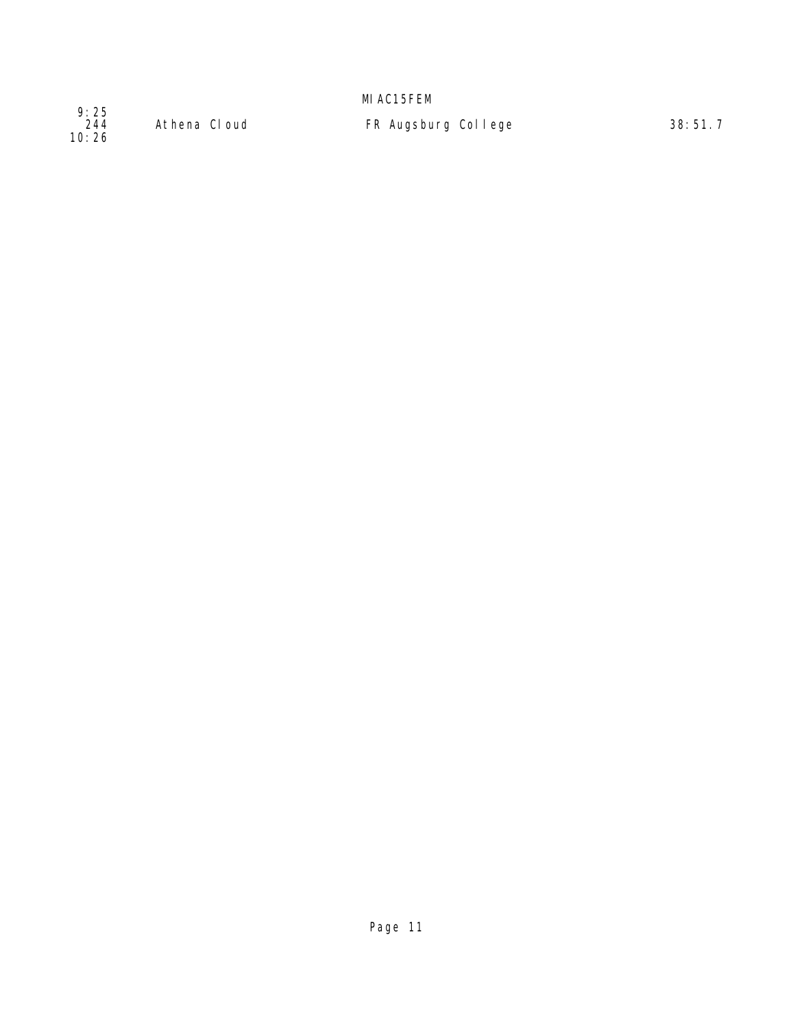| | | | |
|---|---|---|---|
| 9:25 | | | |
| 244 | Athena Cloud | FR Augsburg College | 38:51.7 |
| 10:26 | | | |